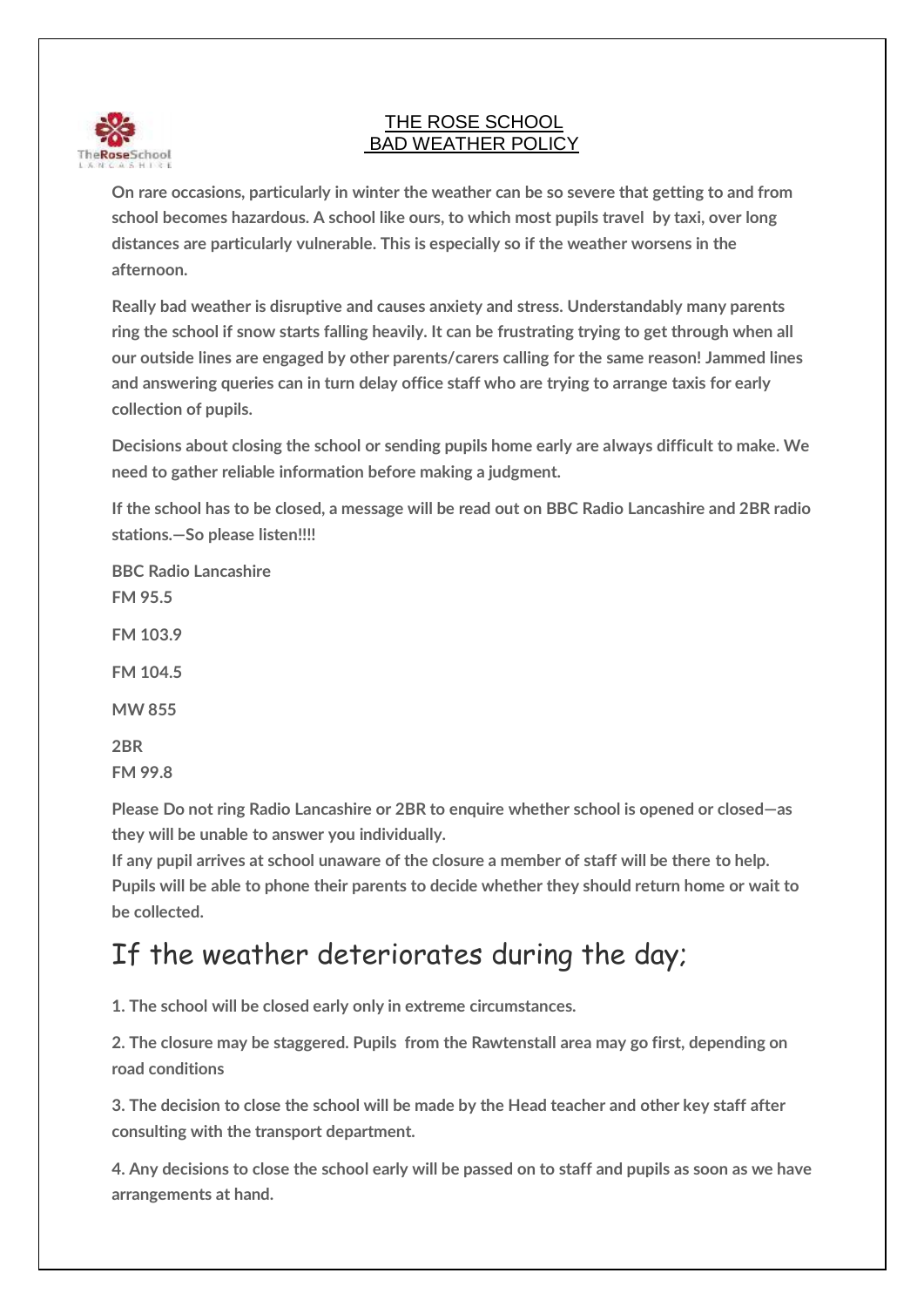# THE ROSE SCHOOL
# BAD WEATHER POLICY

**On rare occasions, particularly in winter the weather can be so severe that getting to and from school becomes hazardous. A school like ours, to which most pupils travel by taxi, over long distances are particularly vulnerable. This is especially so if the weather worsens in the afternoon.**

**Really bad weather is disruptive and causes anxiety and stress. Understandably many parents ring the school if snow starts falling heavily. It can be frustrating trying to get through when all our outside lines are engaged by other parents/carers calling for the same reason! Jammed lines and answering queries can in turn delay office staff who are trying to arrange taxis for early collection of pupils.**

**Decisions about closing the school or sending pupils home early are always difficult to make. We need to gather reliable information before making a judgment.**

**If the school has to be closed, a message will be read out on BBC Radio Lancashire and 2BR radio stations.—So please listen!!!!**

**BBC Radio Lancashire**
**FM 95.5**

**FM 103.9**

**FM 104.5**

**MW 855**

**2BR**
**FM 99.8**

**Please Do not ring Radio Lancashire or 2BR to enquire whether school is opened or closed—as they will be unable to answer you individually.**
**If any pupil arrives at school unaware of the closure a member of staff will be there to help. Pupils will be able to phone their parents to decide whether they should return home or wait to be collected.**

## If the weather deteriorates during the day;

**1. The school will be closed early only in extreme circumstances.**

**2. The closure may be staggered. Pupils from the Rawtenstall area may go first, depending on road conditions**

**3. The decision to close the school will be made by the Head teacher and other key staff after consulting with the transport department.**

**4. Any decisions to close the school early will be passed on to staff and pupils as soon as we have arrangements at hand.**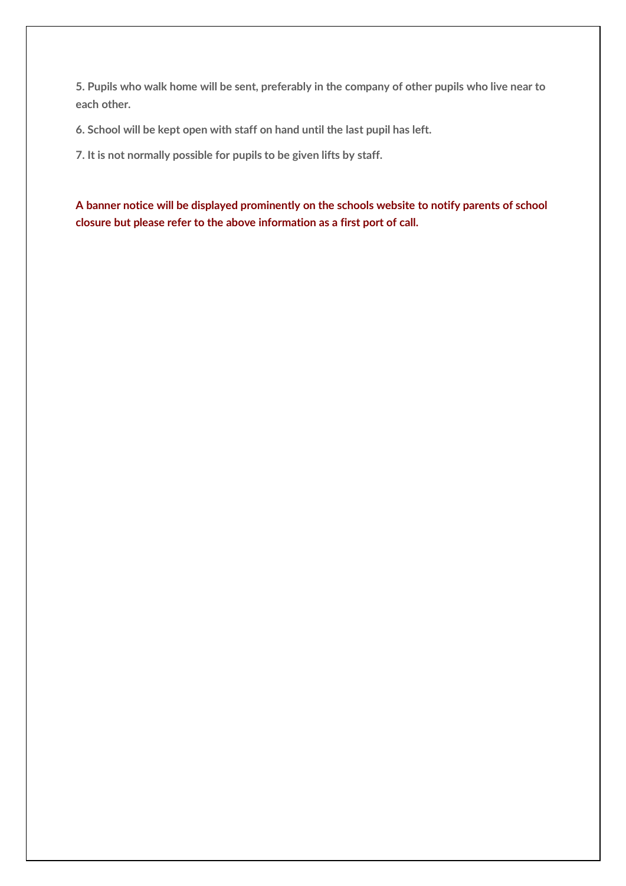**5. Pupils who walk home will be sent, preferably in the company of other pupils who live near to each other.**

**6. School will be kept open with staff on hand until the last pupil has left.**

**7. It is not normally possible for pupils to be given lifts by staff.**

**A banner notice will be displayed prominently on the schools website to notify parents of school closure but please refer to the above information as a first port of call.**